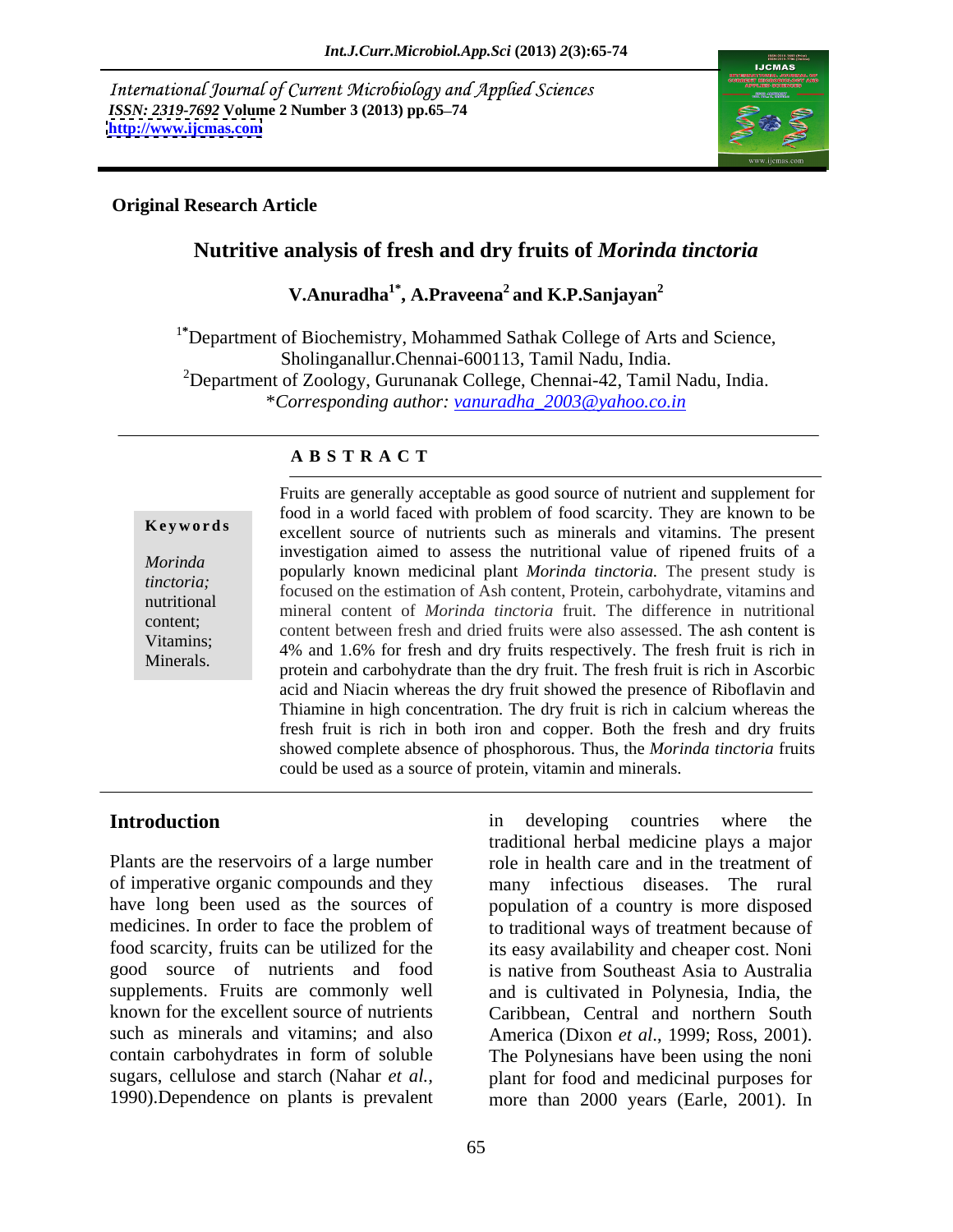International Journal of Current Microbiology and Applied Sciences
*ISSN: 2319-7692* **Volume 2 Number 3 (2013) pp.65–74**
**http://www.ijcmas.com**

**Original Research Article**

# Nutritive analysis of fresh and dry fruits of *Morinda tinctoria*

**V.Anuradha[1*], A.Praveena[2] and K.P.Sanjayan[2]**

[1*]Department of Biochemistry, Mohammed Sathak College of Arts and Science, Sholinganallur.Chennai-600113, Tamil Nadu, India.
[2]Department of Zoology, Gurunanak College, Chennai-42, Tamil Nadu, India.
**Corresponding author: vanuradha_2003@yahoo.co.in*

## ABSTRACT

**Keywords**

*Morinda tinctoria;* nutritional content; Vitamins; Minerals.

Fruits are generally acceptable as good source of nutrient and supplement for food in a world faced with problem of food scarcity. They are known to be excellent source of nutrients such as minerals and vitamins. The present investigation aimed to assess the nutritional value of ripened fruits of a popularly known medicinal plant *Morinda tinctoria.* The present study is focused on the estimation of Ash content, Protein, carbohydrate, vitamins and mineral content of *Morinda tinctoria* fruit. The difference in nutritional content between fresh and dried fruits were also assessed. The ash content is 4% and 1.6% for fresh and dry fruits respectively. The fresh fruit is rich in protein and carbohydrate than the dry fruit. The fresh fruit is rich in Ascorbic acid and Niacin whereas the dry fruit showed the presence of Riboflavin and Thiamine in high concentration. The dry fruit is rich in calcium whereas the fresh fruit is rich in both iron and copper. Both the fresh and dry fruits showed complete absence of phosphorous. Thus, the *Morinda tinctoria* fruits could be used as a source of protein, vitamin and minerals.

## Introduction

Plants are the reservoirs of a large number of imperative organic compounds and they have long been used as the sources of medicines. In order to face the problem of food scarcity, fruits can be utilized for the good source of nutrients and food supplements. Fruits are commonly well known for the excellent source of nutrients such as minerals and vitamins; and also contain carbohydrates in form of soluble sugars, cellulose and starch (Nahar *et al.,* 1990).Dependence on plants is prevalent in developing countries where the traditional herbal medicine plays a major role in health care and in the treatment of many infectious diseases. The rural population of a country is more disposed to traditional ways of treatment because of its easy availability and cheaper cost. Noni is native from Southeast Asia to Australia and is cultivated in Polynesia, India, the Caribbean, Central and northern South America (Dixon *et al*., 1999; Ross, 2001). The Polynesians have been using the noni plant for food and medicinal purposes for more than 2000 years (Earle, 2001). In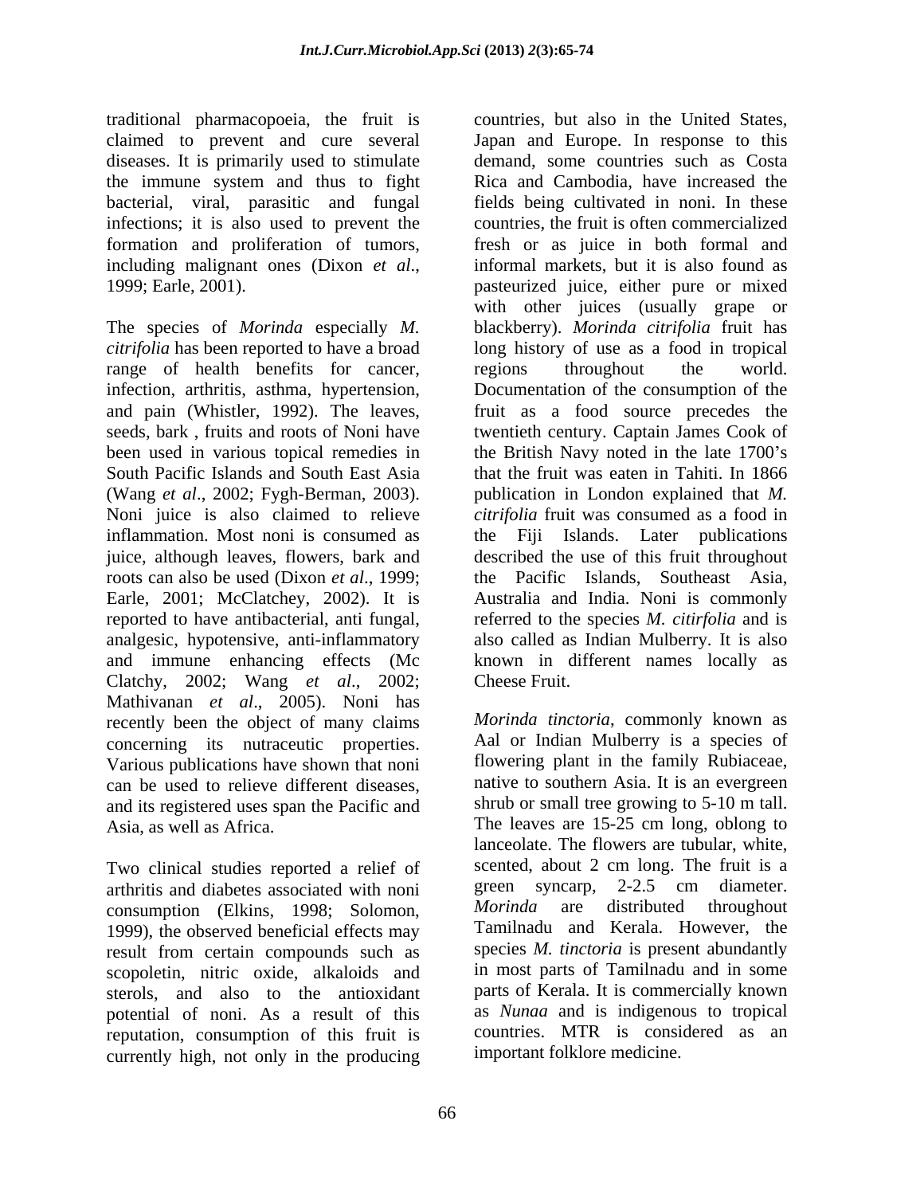traditional pharmacopoeia, the fruit is claimed to prevent and cure several diseases. It is primarily used to stimulate the immune system and thus to fight bacterial, viral, parasitic and fungal infections; it is also used to prevent the formation and proliferation of tumors, including malignant ones (Dixon *et al*., 1999; Earle, 2001).

The species of *Morinda* especially *M. citrifolia* has been reported to have a broad range of health benefits for cancer, infection, arthritis, asthma, hypertension, and pain (Whistler, 1992). The leaves, seeds, bark , fruits and roots of Noni have been used in various topical remedies in South Pacific Islands and South East Asia (Wang *et al*., 2002; Fygh-Berman, 2003). Noni juice is also claimed to relieve inflammation. Most noni is consumed as juice, although leaves, flowers, bark and roots can also be used (Dixon *et al*., 1999; Earle, 2001; McClatchey, 2002). It is reported to have antibacterial, anti fungal, analgesic, hypotensive, anti-inflammatory and immune enhancing effects (Mc Clatchy, 2002; Wang *et al*., 2002; Mathivanan *et al*., 2005). Noni has recently been the object of many claims concerning its nutraceutic properties. Various publications have shown that noni can be used to relieve different diseases, and its registered uses span the Pacific and Asia, as well as Africa.

Two clinical studies reported a relief of arthritis and diabetes associated with noni consumption (Elkins, 1998; Solomon, 1999), the observed beneficial effects may result from certain compounds such as scopoletin, nitric oxide, alkaloids and sterols, and also to the antioxidant potential of noni. As a result of this reputation, consumption of this fruit is currently high, not only in the producing countries, but also in the United States, Japan and Europe. In response to this demand, some countries such as Costa Rica and Cambodia, have increased the fields being cultivated in noni. In these countries, the fruit is often commercialized fresh or as juice in both formal and informal markets, but it is also found as pasteurized juice, either pure or mixed with other juices (usually grape or blackberry). *Morinda citrifolia* fruit has long history of use as a food in tropical regions throughout the world. Documentation of the consumption of the fruit as a food source precedes the twentieth century. Captain James Cook of the British Navy noted in the late 1700's that the fruit was eaten in Tahiti. In 1866 publication in London explained that *M. citrifolia* fruit was consumed as a food in the Fiji Islands. Later publications described the use of this fruit throughout the Pacific Islands, Southeast Asia, Australia and India. Noni is commonly referred to the species *M. citirfolia* and is also called as Indian Mulberry. It is also known in different names locally as Cheese Fruit.

*Morinda tinctoria*, commonly known as Aal or Indian Mulberry is a species of flowering plant in the family Rubiaceae, native to southern Asia. It is an evergreen shrub or small tree growing to 5-10 m tall. The leaves are 15-25 cm long, oblong to lanceolate. The flowers are tubular, white, scented, about 2 cm long. The fruit is a green syncarp, 2-2.5 cm diameter. *Morinda* are distributed throughout Tamilnadu and Kerala. However, the species *M. tinctoria* is present abundantly in most parts of Tamilnadu and in some parts of Kerala. It is commercially known as *Nunaa* and is indigenous to tropical countries. MTR is considered as an important folklore medicine.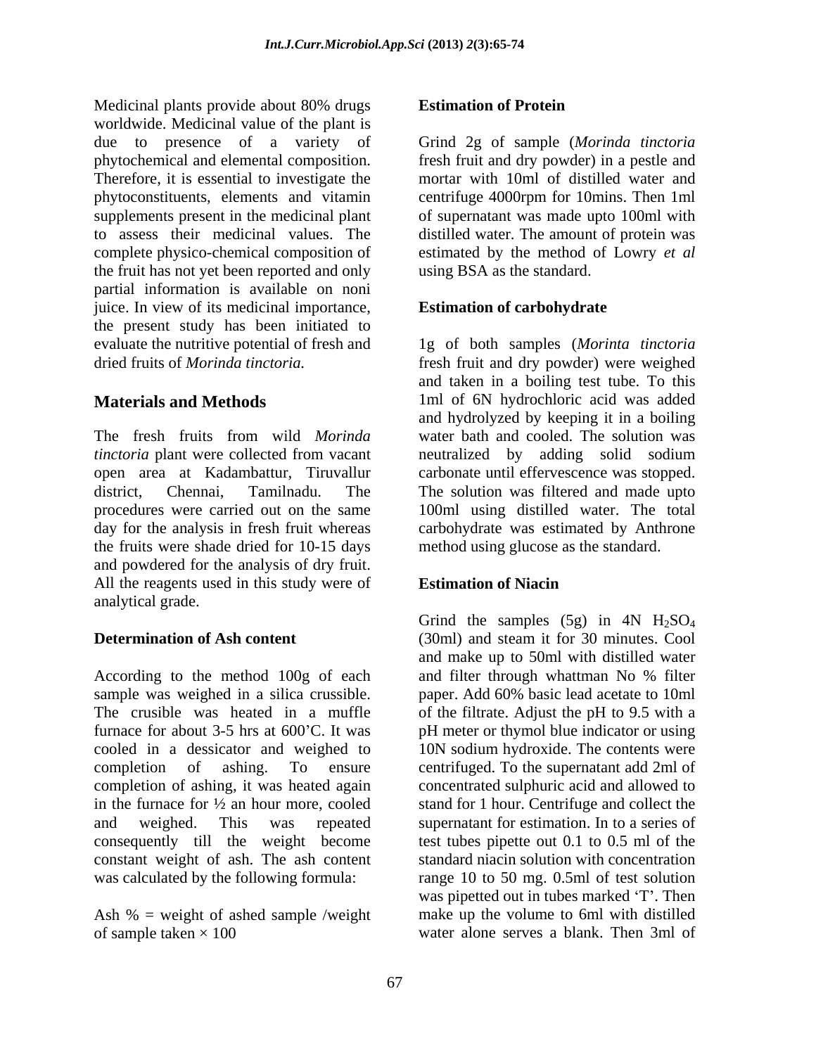Medicinal plants provide about 80% drugs worldwide. Medicinal value of the plant is due to presence of a variety of phytochemical and elemental composition. Therefore, it is essential to investigate the phytoconstituents, elements and vitamin supplements present in the medicinal plant to assess their medicinal values. The complete physico-chemical composition of the fruit has not yet been reported and only partial information is available on noni juice. In view of its medicinal importance, the present study has been initiated to evaluate the nutritive potential of fresh and dried fruits of *Morinda tinctoria.*

## Materials and Methods

The fresh fruits from wild *Morinda tinctoria* plant were collected from vacant open area at Kadambattur, Tiruvallur district, Chennai, Tamilnadu. The procedures were carried out on the same day for the analysis in fresh fruit whereas the fruits were shade dried for 10-15 days and powdered for the analysis of dry fruit. All the reagents used in this study were of analytical grade.

### Determination of Ash content

According to the method 100g of each sample was weighed in a silica crussible. The crusible was heated in a muffle furnace for about 3-5 hrs at 600'C. It was cooled in a dessicator and weighed to completion of ashing. To ensure completion of ashing, it was heated again in the furnace for ½ an hour more, cooled and weighed. This was repeated consequently till the weight become constant weight of ash. The ash content was calculated by the following formula:

Ash % = weight of ashed sample /weight of sample taken × 100

### Estimation of Protein

Grind 2g of sample (*Morinda tinctoria* fresh fruit and dry powder) in a pestle and mortar with 10ml of distilled water and centrifuge 4000rpm for 10mins. Then 1ml of supernatant was made upto 100ml with distilled water. The amount of protein was estimated by the method of Lowry *et al* using BSA as the standard.

### Estimation of carbohydrate

1g of both samples (*Morinta tinctoria* fresh fruit and dry powder) were weighed and taken in a boiling test tube. To this 1ml of 6N hydrochloric acid was added and hydrolyzed by keeping it in a boiling water bath and cooled. The solution was neutralized by adding solid sodium carbonate until effervescence was stopped. The solution was filtered and made upto 100ml using distilled water. The total carbohydrate was estimated by Anthrone method using glucose as the standard.

### Estimation of Niacin

Grind the samples (5g) in 4N $H_2SO_4$ (30ml) and steam it for 30 minutes. Cool and make up to 50ml with distilled water and filter through whattman No % filter paper. Add 60% basic lead acetate to 10ml of the filtrate. Adjust the pH to 9.5 with a pH meter or thymol blue indicator or using 10N sodium hydroxide. The contents were centrifuged. To the supernatant add 2ml of concentrated sulphuric acid and allowed to stand for 1 hour. Centrifuge and collect the supernatant for estimation. In to a series of test tubes pipette out 0.1 to 0.5 ml of the standard niacin solution with concentration range 10 to 50 mg. 0.5ml of test solution was pipetted out in tubes marked 'T'. Then make up the volume to 6ml with distilled water alone serves a blank. Then 3ml of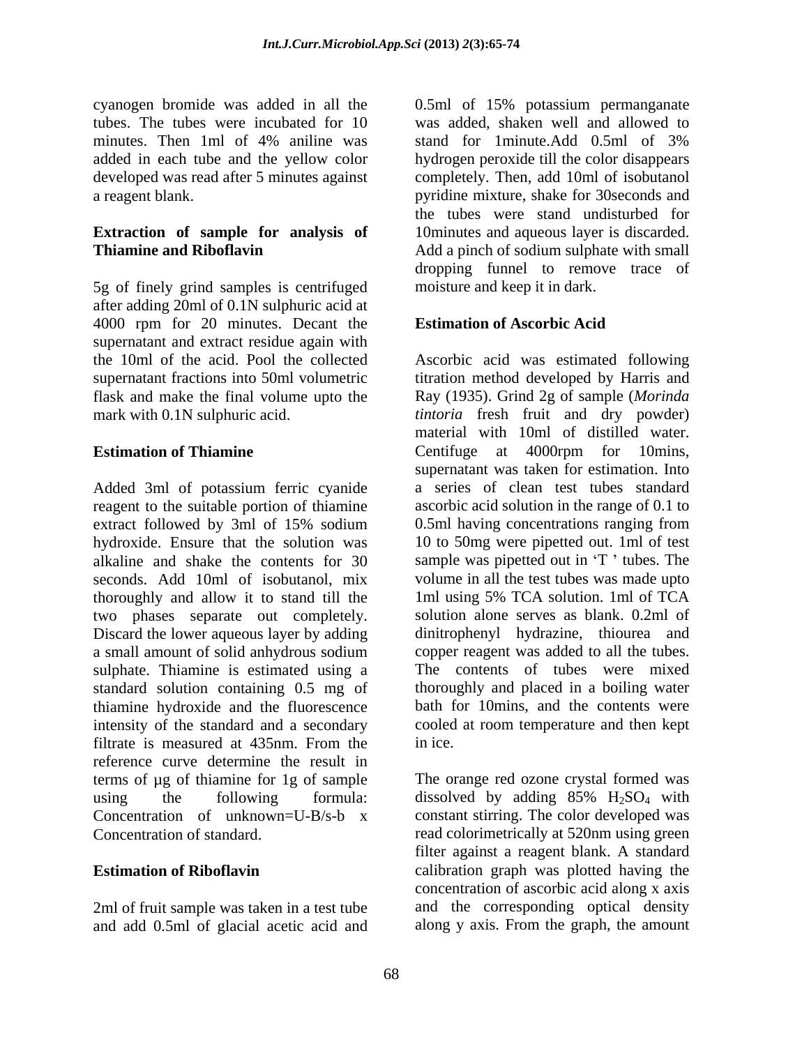cyanogen bromide was added in all the tubes. The tubes were incubated for 10 minutes. Then 1ml of 4% aniline was added in each tube and the yellow color developed was read after 5 minutes against a reagent blank.

**Extraction of sample for analysis of Thiamine and Riboflavin**

5g of finely grind samples is centrifuged after adding 20ml of 0.1N sulphuric acid at 4000 rpm for 20 minutes. Decant the supernatant and extract residue again with the 10ml of the acid. Pool the collected supernatant fractions into 50ml volumetric flask and make the final volume upto the mark with 0.1N sulphuric acid.

**Estimation of Thiamine**

Added 3ml of potassium ferric cyanide reagent to the suitable portion of thiamine extract followed by 3ml of 15% sodium hydroxide. Ensure that the solution was alkaline and shake the contents for 30 seconds. Add 10ml of isobutanol, mix thoroughly and allow it to stand till the two phases separate out completely. Discard the lower aqueous layer by adding a small amount of solid anhydrous sodium sulphate. Thiamine is estimated using a standard solution containing 0.5 mg of thiamine hydroxide and the fluorescence intensity of the standard and a secondary filtrate is measured at 435nm. From the reference curve determine the result in terms of µg of thiamine for 1g of sample using the following formula: Concentration of unknown=U-B/s-b x Concentration of standard.

**Estimation of Riboflavin**

2ml of fruit sample was taken in a test tube and add 0.5ml of glacial acetic acid and 0.5ml of 15% potassium permanganate was added, shaken well and allowed to stand for 1minute.Add 0.5ml of 3% hydrogen peroxide till the color disappears completely. Then, add 10ml of isobutanol pyridine mixture, shake for 30seconds and the tubes were stand undisturbed for 10minutes and aqueous layer is discarded. Add a pinch of sodium sulphate with small dropping funnel to remove trace of moisture and keep it in dark.

**Estimation of Ascorbic Acid**

Ascorbic acid was estimated following titration method developed by Harris and Ray (1935). Grind 2g of sample (*Morinda tintoria* fresh fruit and dry powder) material with 10ml of distilled water. Centifuge at 4000rpm for 10mins, supernatant was taken for estimation. Into a series of clean test tubes standard ascorbic acid solution in the range of 0.1 to 0.5ml having concentrations ranging from 10 to 50mg were pipetted out. 1ml of test sample was pipetted out in 'T ' tubes. The volume in all the test tubes was made upto 1ml using 5% TCA solution. 1ml of TCA solution alone serves as blank. 0.2ml of dinitrophenyl hydrazine, thiourea and copper reagent was added to all the tubes. The contents of tubes were mixed thoroughly and placed in a boiling water bath for 10mins, and the contents were cooled at room temperature and then kept in ice.

The orange red ozone crystal formed was dissolved by adding 85% $H_2SO_4$ with constant stirring. The color developed was read colorimetrically at 520nm using green filter against a reagent blank. A standard calibration graph was plotted having the concentration of ascorbic acid along x axis and the corresponding optical density along y axis. From the graph, the amount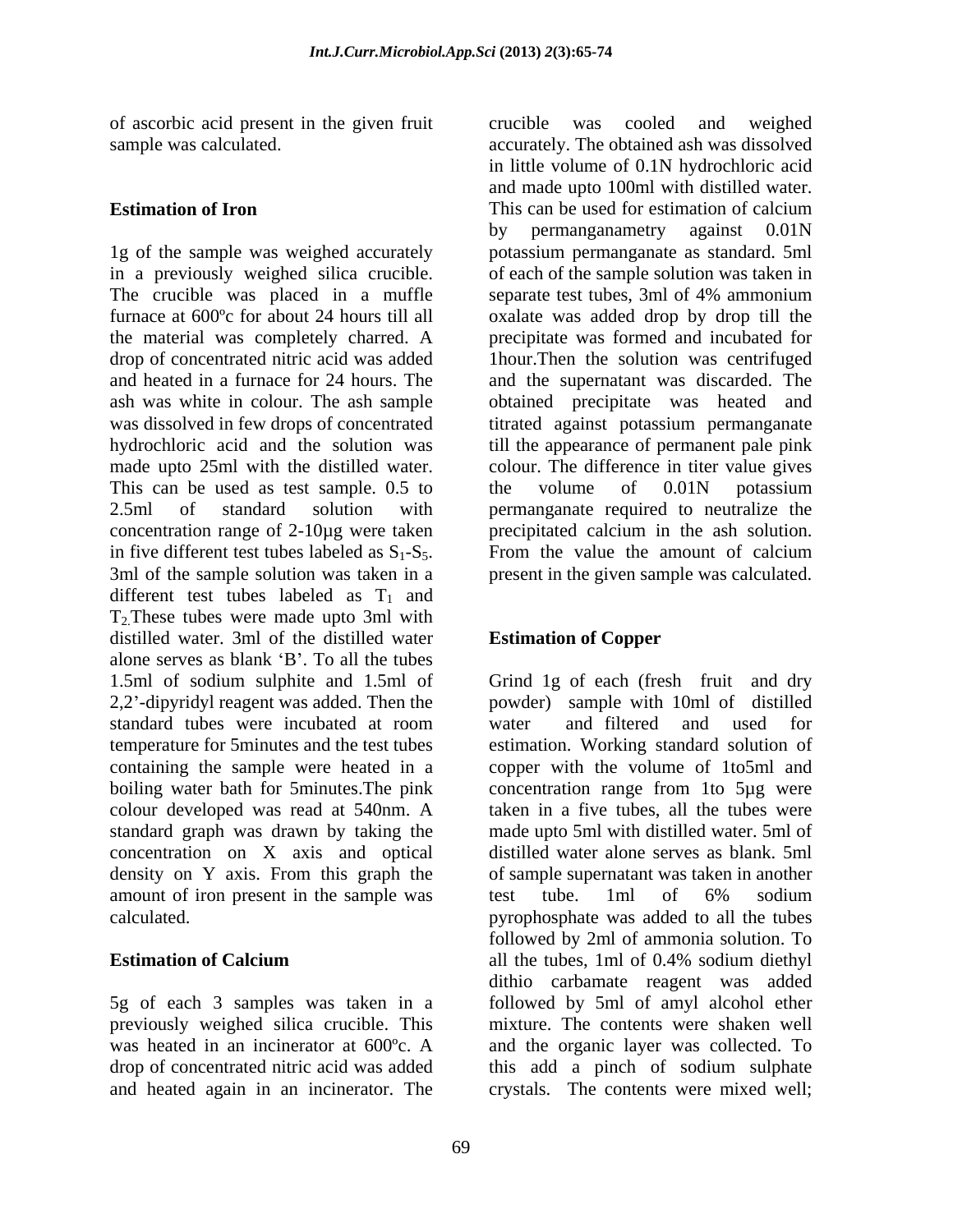of ascorbic acid present in the given fruit sample was calculated.

## Estimation of Iron

1g of the sample was weighed accurately in a previously weighed silica crucible. The crucible was placed in a muffle furnace at 600ºc for about 24 hours till all the material was completely charred. A drop of concentrated nitric acid was added and heated in a furnace for 24 hours. The ash was white in colour. The ash sample was dissolved in few drops of concentrated hydrochloric acid and the solution was made upto 25ml with the distilled water. This can be used as test sample. 0.5 to 2.5ml of standard solution with concentration range of 2-10µg were taken in five different test tubes labeled as $S_1$-$S_5$. 3ml of the sample solution was taken in a different test tubes labeled as $T_1$ and $T_2$. These tubes were made upto 3ml with distilled water. 3ml of the distilled water alone serves as blank 'B'. To all the tubes 1.5ml of sodium sulphite and 1.5ml of 2,2'-dipyridyl reagent was added. Then the standard tubes were incubated at room temperature for 5minutes and the test tubes containing the sample were heated in a boiling water bath for 5minutes.The pink colour developed was read at 540nm. A standard graph was drawn by taking the concentration on X axis and optical density on Y axis. From this graph the amount of iron present in the sample was calculated.

## Estimation of Calcium

5g of each 3 samples was taken in a previously weighed silica crucible. This was heated in an incinerator at 600ºc. A drop of concentrated nitric acid was added and heated again in an incinerator. The crucible was cooled and weighed accurately. The obtained ash was dissolved in little volume of 0.1N hydrochloric acid and made upto 100ml with distilled water. This can be used for estimation of calcium by permanganametry against 0.01N potassium permanganate as standard. 5ml of each of the sample solution was taken in separate test tubes, 3ml of 4% ammonium oxalate was added drop by drop till the precipitate was formed and incubated for 1hour.Then the solution was centrifuged and the supernatant was discarded. The obtained precipitate was heated and titrated against potassium permanganate till the appearance of permanent pale pink colour. The difference in titer value gives the volume of 0.01N potassium permanganate required to neutralize the precipitated calcium in the ash solution. From the value the amount of calcium present in the given sample was calculated.

## Estimation of Copper

Grind 1g of each (fresh fruit and dry powder) sample with 10ml of distilled water and filtered and used for estimation. Working standard solution of copper with the volume of 1to5ml and concentration range from 1to 5µg were taken in a five tubes, all the tubes were made upto 5ml with distilled water. 5ml of distilled water alone serves as blank. 5ml of sample supernatant was taken in another test tube. 1ml of 6% sodium pyrophosphate was added to all the tubes followed by 2ml of ammonia solution. To all the tubes, 1ml of 0.4% sodium diethyl dithio carbamate reagent was added followed by 5ml of amyl alcohol ether mixture. The contents were shaken well and the organic layer was collected. To this add a pinch of sodium sulphate crystals. The contents were mixed well;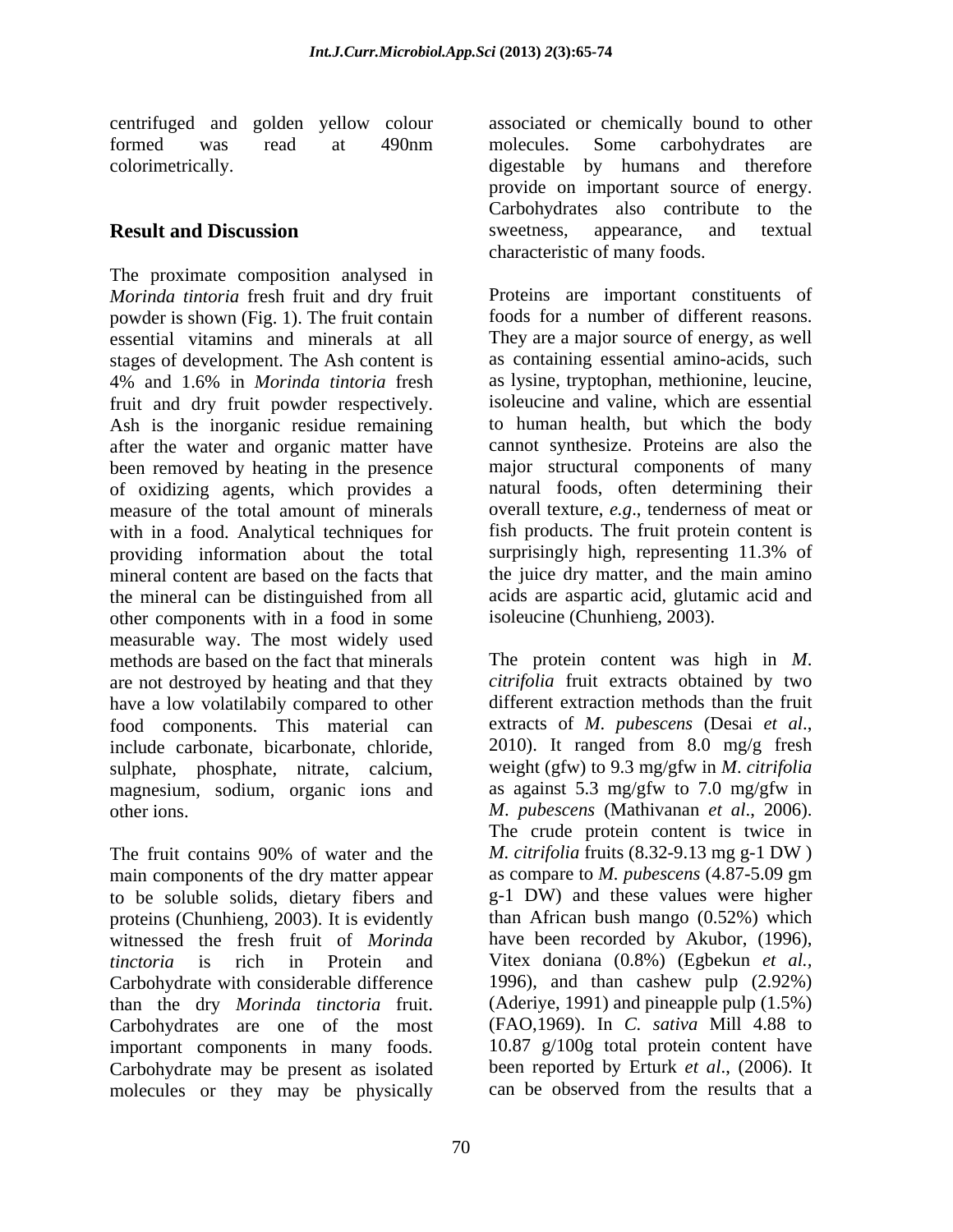centrifuged and golden yellow colour formed was read at 490nm colorimetrically.

## Result and Discussion

The proximate composition analysed in *Morinda tintoria* fresh fruit and dry fruit powder is shown (Fig. 1). The fruit contain essential vitamins and minerals at all stages of development. The Ash content is 4% and 1.6% in *Morinda tintoria* fresh fruit and dry fruit powder respectively. Ash is the inorganic residue remaining after the water and organic matter have been removed by heating in the presence of oxidizing agents, which provides a measure of the total amount of minerals with in a food. Analytical techniques for providing information about the total mineral content are based on the facts that the mineral can be distinguished from all other components with in a food in some measurable way. The most widely used methods are based on the fact that minerals are not destroyed by heating and that they have a low volatilabily compared to other food components. This material can include carbonate, bicarbonate, chloride, sulphate, phosphate, nitrate, calcium, magnesium, sodium, organic ions and other ions.

The fruit contains 90% of water and the main components of the dry matter appear to be soluble solids, dietary fibers and proteins (Chunhieng, 2003). It is evidently witnessed the fresh fruit of *Morinda tinctoria* is rich in Protein and Carbohydrate with considerable difference than the dry *Morinda tinctoria* fruit. Carbohydrates are one of the most important components in many foods. Carbohydrate may be present as isolated molecules or they may be physically associated or chemically bound to other molecules. Some carbohydrates are digestable by humans and therefore provide on important source of energy. Carbohydrates also contribute to the sweetness, appearance, and textual characteristic of many foods.

Proteins are important constituents of foods for a number of different reasons. They are a major source of energy, as well as containing essential amino-acids, such as lysine, tryptophan, methionine, leucine, isoleucine and valine, which are essential to human health, but which the body cannot synthesize. Proteins are also the major structural components of many natural foods, often determining their overall texture, *e.g*., tenderness of meat or fish products. The fruit protein content is surprisingly high, representing 11.3% of the juice dry matter, and the main amino acids are aspartic acid, glutamic acid and isoleucine (Chunhieng, 2003).

The protein content was high in *M. citrifolia* fruit extracts obtained by two different extraction methods than the fruit extracts of *M. pubescens* (Desai *et al*., 2010). It ranged from 8.0 mg/g fresh weight (gfw) to 9.3 mg/gfw in *M. citrifolia* as against 5.3 mg/gfw to 7.0 mg/gfw in *M. pubescens* (Mathivanan *et al*., 2006). The crude protein content is twice in *M. citrifolia* fruits (8.32-9.13 mg g-1 DW ) as compare to *M. pubescens* (4.87-5.09 gm g-1 DW) and these values were higher than African bush mango (0.52%) which have been recorded by Akubor, (1996), Vitex doniana (0.8%) (Egbekun *et al.*, 1996), and than cashew pulp (2.92%) (Aderiye, 1991) and pineapple pulp (1.5%) (FAO,1969). In *C. sativa* Mill 4.88 to 10.87 g/100g total protein content have been reported by Erturk *et al*., (2006). It can be observed from the results that a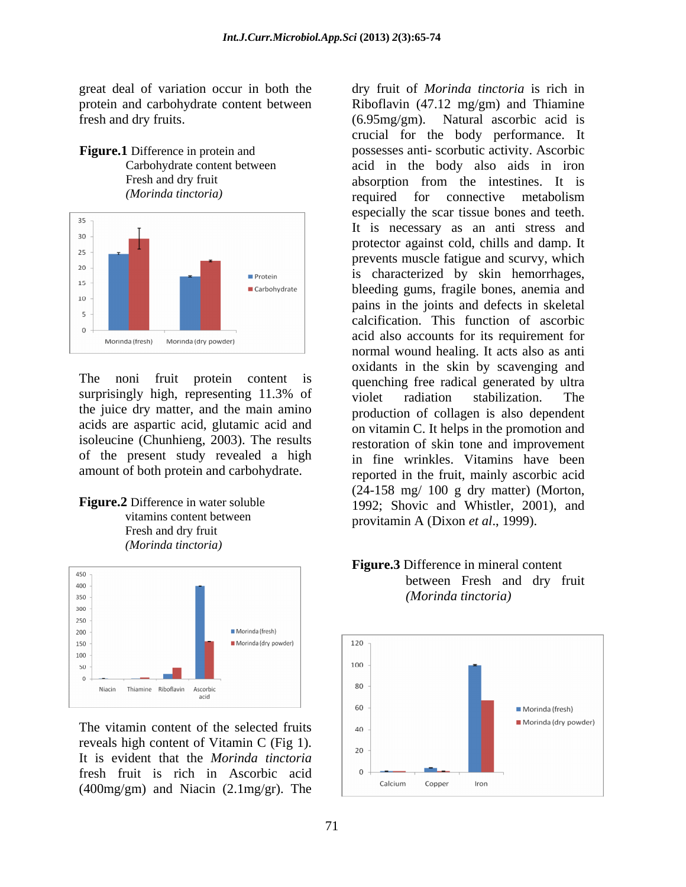great deal of variation occur in both the protein and carbohydrate content between fresh and dry fruits.

**Figure.1** Difference in protein and Carbohydrate content between Fresh and dry fruit *(Morinda tinctoria)*

The noni fruit protein content is surprisingly high, representing 11.3% of the juice dry matter, and the main amino acids are aspartic acid, glutamic acid and isoleucine (Chunhieng, 2003). The results of the present study revealed a high amount of both protein and carbohydrate.

**Figure.2** Difference in water soluble vitamins content between Fresh and dry fruit *(Morinda tinctoria)*

The vitamin content of the selected fruits reveals high content of Vitamin C (Fig 1). It is evident that the *Morinda tinctoria* fresh fruit is rich in Ascorbic acid (400mg/gm) and Niacin (2.1mg/gr). The dry fruit of *Morinda tinctoria* is rich in Riboflavin (47.12 mg/gm) and Thiamine (6.95mg/gm). Natural ascorbic acid is crucial for the body performance. It possesses anti- scorbutic activity. Ascorbic acid in the body also aids in iron absorption from the intestines. It is required for connective metabolism especially the scar tissue bones and teeth. It is necessary as an anti stress and protector against cold, chills and damp. It prevents muscle fatigue and scurvy, which is characterized by skin hemorrhages, bleeding gums, fragile bones, anemia and pains in the joints and defects in skeletal calcification. This function of ascorbic acid also accounts for its requirement for normal wound healing. It acts also as anti oxidants in the skin by scavenging and quenching free radical generated by ultra violet radiation stabilization. The production of collagen is also dependent on vitamin C. It helps in the promotion and restoration of skin tone and improvement in fine wrinkles. Vitamins have been reported in the fruit, mainly ascorbic acid (24-158 mg/ 100 g dry matter) (Morton, 1992; Shovic and Whistler, 2001), and provitamin A (Dixon *et al*., 1999).

**Figure.3** Difference in mineral content between Fresh and dry fruit *(Morinda tinctoria)*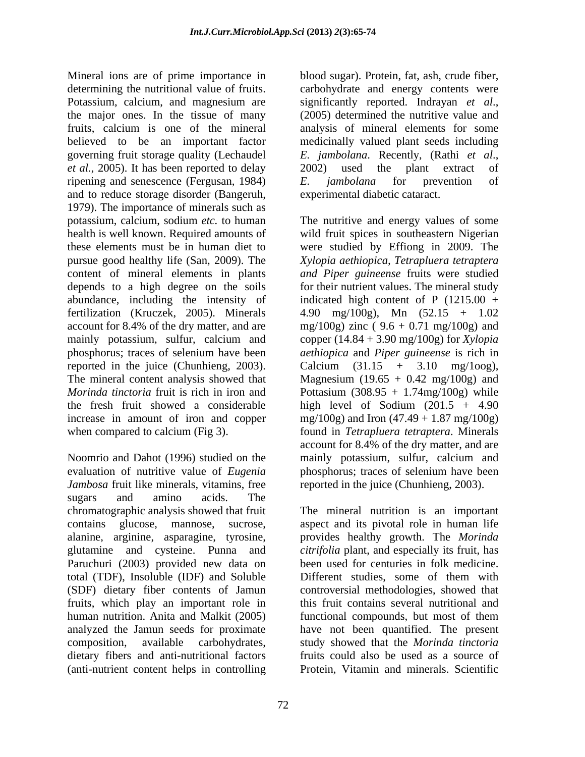Mineral ions are of prime importance in determining the nutritional value of fruits. Potassium, calcium, and magnesium are the major ones. In the tissue of many fruits, calcium is one of the mineral believed to be an important factor governing fruit storage quality (Lechaudel *et al.*, 2005). It has been reported to delay ripening and senescence (Fergusan, 1984) and to reduce storage disorder (Bangeruh, 1979). The importance of minerals such as potassium, calcium, sodium *etc.* to human health is well known. Required amounts of these elements must be in human diet to pursue good healthy life (San, 2009). The content of mineral elements in plants depends to a high degree on the soils abundance, including the intensity of fertilization (Kruczek, 2005). Minerals account for 8.4% of the dry matter, and are mainly potassium, sulfur, calcium and phosphorus; traces of selenium have been reported in the juice (Chunhieng, 2003). The mineral content analysis showed that *Morinda tinctoria* fruit is rich in iron and the fresh fruit showed a considerable increase in amount of iron and copper when compared to calcium (Fig 3).

Noomrio and Dahot (1996) studied on the evaluation of nutritive value of *Eugenia Jambosa* fruit like minerals, vitamins, free sugars and amino acids. The chromatographic analysis showed that fruit contains glucose, mannose, sucrose, alanine, arginine, asparagine, tyrosine, glutamine and cysteine. Punna and Paruchuri (2003) provided new data on total (TDF), Insoluble (IDF) and Soluble (SDF) dietary fiber contents of Jamun fruits, which play an important role in human nutrition. Anita and Malkit (2005) analyzed the Jamun seeds for proximate composition, available carbohydrates, dietary fibers and anti-nutritional factors (anti-nutrient content helps in controlling blood sugar). Protein, fat, ash, crude fiber, carbohydrate and energy contents were significantly reported. Indrayan *et al*., (2005) determined the nutritive value and analysis of mineral elements for some medicinally valued plant seeds including *E. jambolana*. Recently, (Rathi *et al*., 2002) used the plant extract of *E. jambolana* for prevention of experimental diabetic cataract.

The nutritive and energy values of some wild fruit spices in southeastern Nigerian were studied by Effiong in 2009. The *Xylopia aethiopica, Tetrapluera tetraptera and Piper guineense* fruits were studied for their nutrient values. The mineral study indicated high content of P (1215.00 + 4.90 mg/100g), Mn (52.15 + 1.02 mg/100g) zinc ( 9.6 + 0.71 mg/100g) and copper (14.84 + 3.90 mg/100g) for *Xylopia aethiopica* and *Piper guineense* is rich in Calcium (31.15 + 3.10 mg/1oog), Magnesium (19.65 + 0.42 mg/100g) and Pottasium (308.95 + 1.74mg/100g) while high level of Sodium (201.5 + 4.90 mg/100g) and Iron (47.49 + 1.87 mg/100g) found in *Tetrapluera tetraptera*. Minerals account for 8.4% of the dry matter, and are mainly potassium, sulfur, calcium and phosphorus; traces of selenium have been reported in the juice (Chunhieng, 2003).

The mineral nutrition is an important aspect and its pivotal role in human life provides healthy growth. The *Morinda citrifolia* plant, and especially its fruit, has been used for centuries in folk medicine. Different studies, some of them with controversial methodologies, showed that this fruit contains several nutritional and functional compounds, but most of them have not been quantified. The present study showed that the *Morinda tinctoria* fruits could also be used as a source of Protein, Vitamin and minerals. Scientific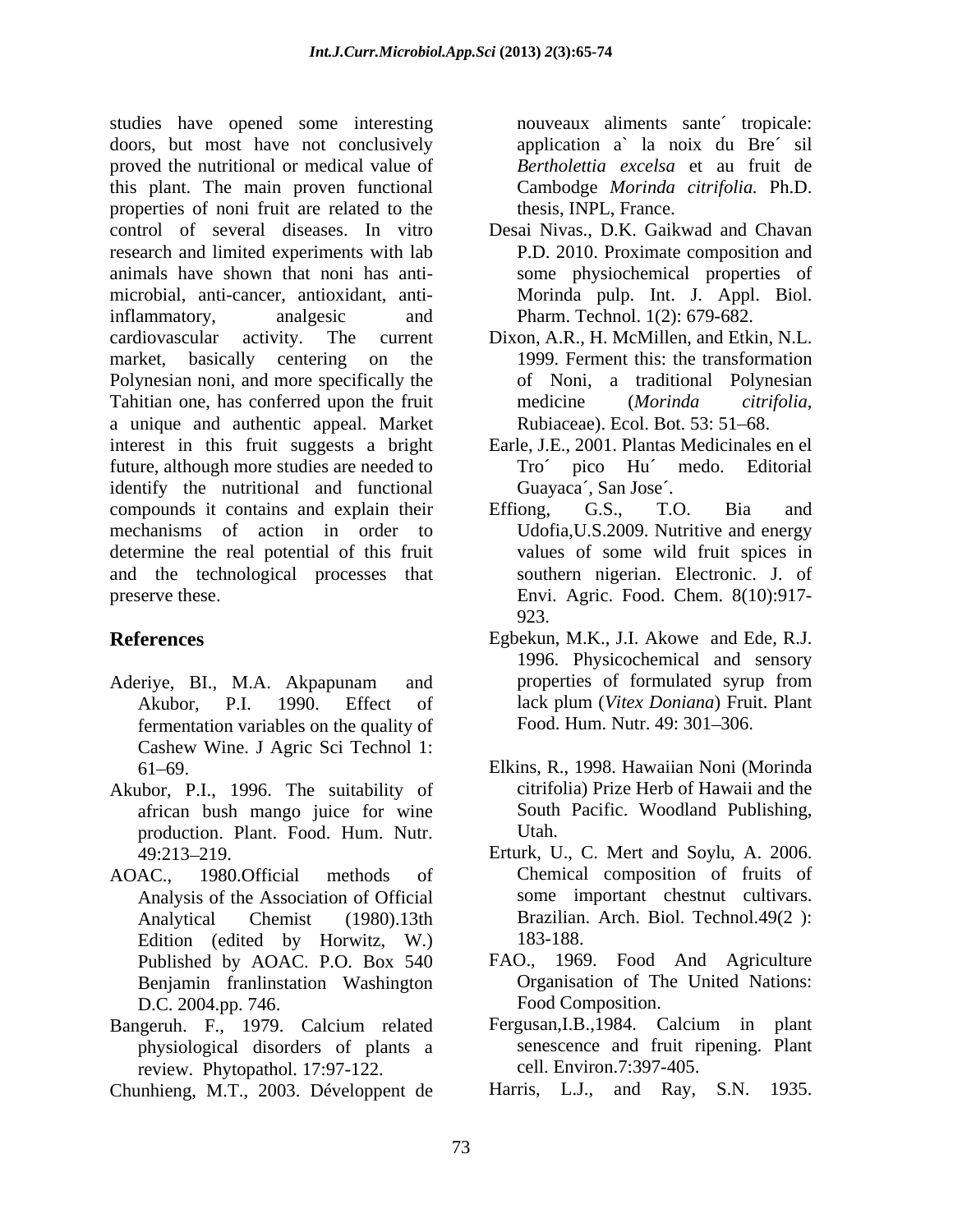studies have opened some interesting doors, but most have not conclusively proved the nutritional or medical value of this plant. The main proven functional properties of noni fruit are related to the control of several diseases. In vitro research and limited experiments with lab animals have shown that noni has anti-microbial, anti-cancer, antioxidant, anti-inflammatory, analgesic and cardiovascular activity. The current market, basically centering on the Polynesian noni, and more specifically the Tahitian one, has conferred upon the fruit a unique and authentic appeal. Market interest in this fruit suggests a bright future, although more studies are needed to identify the nutritional and functional compounds it contains and explain their mechanisms of action in order to determine the real potential of this fruit and the technological processes that preserve these.

## References

Aderiye, BI., M.A. Akpapunam and Akubor, P.I. 1990. Effect of fermentation variables on the quality of Cashew Wine. J Agric Sci Technol 1: 61–69.

Akubor, P.I., 1996. The suitability of african bush mango juice for wine production. Plant. Food. Hum. Nutr. 49:213–219.

AOAC., 1980.Official methods of Analysis of the Association of Official Analytical Chemist (1980).13th Edition (edited by Horwitz, W.) Published by AOAC. P.O. Box 540 Benjamin franlinstation Washington D.C. 2004.pp. 746.

Bangeruh. F., 1979. Calcium related physiological disorders of plants a review. Phytopathol. 17:97-122.

Chunhieng, M.T., 2003. Développent de nouveaux aliments sante´ tropicale: application a` la noix du Bre´ sil *Bertholettia excelsa* et au fruit de Cambodge *Morinda citrifolia.* Ph.D. thesis, INPL, France.

Desai Nivas., D.K. Gaikwad and Chavan P.D. 2010. Proximate composition and some physiochemical properties of Morinda pulp. Int. J. Appl. Biol. Pharm. Technol. 1(2): 679-682.

Dixon, A.R., H. McMillen, and Etkin, N.L. 1999. Ferment this: the transformation of Noni, a traditional Polynesian medicine (*Morinda citrifolia*, Rubiaceae). Ecol. Bot. 53: 51–68.

Earle, J.E., 2001. Plantas Medicinales en el Tro´ pico Hu´ medo. Editorial Guayaca´, San Jose´.

Effiong, G.S., T.O. Bia and Udofia,U.S.2009. Nutritive and energy values of some wild fruit spices in southern nigerian. Electronic. J. of Envi. Agric. Food. Chem. 8(10):917-923.

Egbekun, M.K., J.I. Akowe and Ede, R.J. 1996. Physicochemical and sensory properties of formulated syrup from lack plum (*Vitex Doniana*) Fruit. Plant Food. Hum. Nutr. 49: 301–306.

Elkins, R., 1998. Hawaiian Noni (Morinda citrifolia) Prize Herb of Hawaii and the South Pacific. Woodland Publishing, Utah.

Erturk, U., C. Mert and Soylu, A. 2006. Chemical composition of fruits of some important chestnut cultivars. Brazilian. Arch. Biol. Technol.49(2 ): 183-188.

FAO., 1969. Food And Agriculture Organisation of The United Nations: Food Composition.

Fergusan,I.B.,1984. Calcium in plant senescence and fruit ripening. Plant cell. Environ.7:397-405.

Harris, L.J., and Ray, S.N. 1935.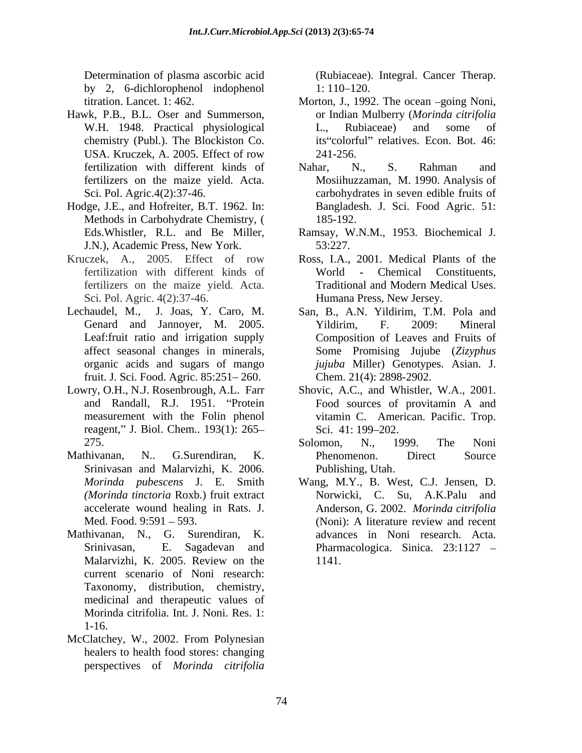Determination of plasma ascorbic acid by 2, 6-dichlorophenol indophenol titration. Lancet. 1: 462.

Hawk, P.B., B.L. Oser and Summerson, W.H. 1948. Practical physiological chemistry (Publ.). The Blockiston Co. USA. Kruczek, A. 2005. Effect of row fertilization with different kinds of fertilizers on the maize yield. Acta. Sci. Pol. Agric.4(2):37-46.

Hodge, J.E., and Hofreiter, B.T. 1962. In: Methods in Carbohydrate Chemistry, ( Eds.Whistler, R.L. and Be Miller, J.N.), Academic Press, New York.

Kruczek, A., 2005. Effect of row fertilization with different kinds of fertilizers on the maize yield. Acta. Sci. Pol. Agric. 4(2):37-46.

Lechaudel, M., J. Joas, Y. Caro, M. Genard and Jannoyer, M. 2005. Leaf:fruit ratio and irrigation supply affect seasonal changes in minerals, organic acids and sugars of mango fruit. J. Sci. Food. Agric. 85:251– 260.

Lowry, O.H., N.J. Rosenbrough, A.L. Farr and Randall, R.J. 1951. "Protein measurement with the Folin phenol reagent," J. Biol. Chem.. 193(1): 265– 275.

Mathivanan, N.. G.Surendiran, K. Srinivasan and Malarvizhi, K. 2006. *Morinda pubescens* J. E. Smith *(Morinda tinctoria* Roxb.) fruit extract accelerate wound healing in Rats. J. Med. Food. 9:591 – 593.

Mathivanan, N., G. Surendiran, K. Srinivasan, E. Sagadevan and Malarvizhi, K. 2005. Review on the current scenario of Noni research: Taxonomy, distribution, chemistry, medicinal and therapeutic values of Morinda citrifolia. Int. J. Noni. Res. 1: 1-16.

McClatchey, W., 2002. From Polynesian healers to health food stores: changing perspectives of *Morinda citrifolia* (Rubiaceae). Integral. Cancer Therap. 1: 110–120.

Morton, J., 1992. The ocean –going Noni, or Indian Mulberry (*Morinda citrifolia* L., Rubiaceae) and some of its"colorful" relatives. Econ. Bot. 46: 241-256.

Nahar, N., S. Rahman and Mosiihuzzaman, M. 1990. Analysis of carbohydrates in seven edible fruits of Bangladesh. J. Sci. Food Agric. 51: 185-192.

Ramsay, W.N.M., 1953. Biochemical J. 53:227.

Ross, I.A., 2001. Medical Plants of the World - Chemical Constituents, Traditional and Modern Medical Uses. Humana Press, New Jersey.

San, B., A.N. Yildirim, T.M. Pola and Yildirim, F. 2009: Mineral Composition of Leaves and Fruits of Some Promising Jujube (*Zizyphus jujuba* Miller) Genotypes. Asian. J. Chem. 21(4): 2898-2902.

Shovic, A.C., and Whistler, W.A., 2001. Food sources of provitamin A and vitamin C. American. Pacific. Trop. Sci. 41: 199–202.

Solomon, N., 1999. The Noni Phenomenon. Direct Source Publishing, Utah.

Wang, M.Y., B. West, C.J. Jensen, D. Norwicki, C. Su, A.K.Palu and Anderson, G. 2002. *Morinda citrifolia* (Noni): A literature review and recent advances in Noni research. Acta. Pharmacologica. Sinica. 23:1127 – 1141.